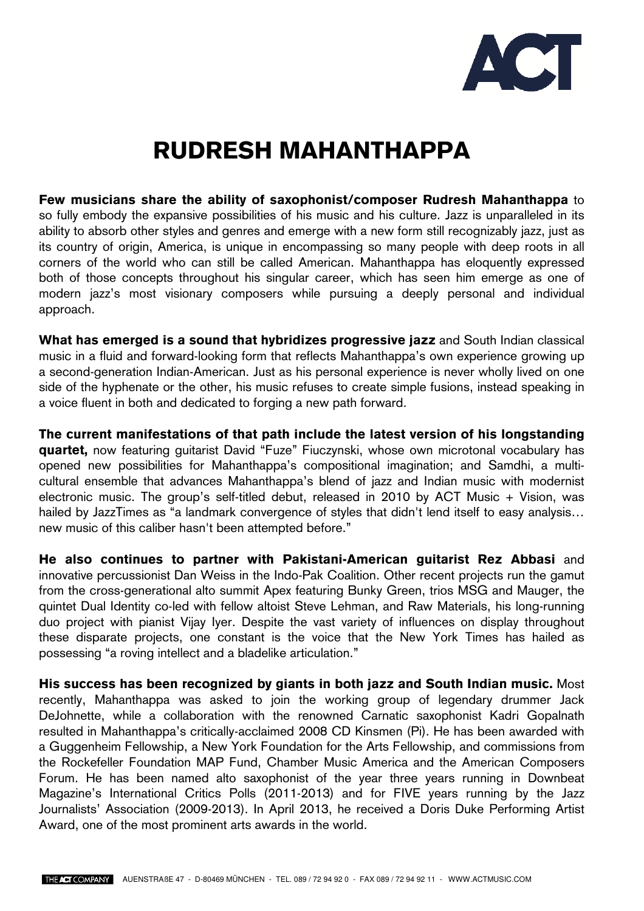# RUDRESH MAHANTHAPPA

**Few musicians share the ability of saxophonist/composer Rudresh Mahanthappa** to so fully embody the expansive possibilities of his music and his culture. Jazz is unparalleled in its ability to absorb other styles and genres and emerge with a new form still recognizably jazz, just as its country of origin, America, is unique in encompassing so many people with deep roots in all corners of the world who can still be called American. Mahanthappa has eloquently expressed both of those concepts throughout his singular career, which has seen him emerge as one of modern jazz's most visionary composers while pursuing a deeply personal and individual approach.

**What has emerged is a sound that hybridizes progressive jazz** and South Indian classical music in a fluid and forward-looking form that reflects Mahanthappa's own experience growing up a second-generation Indian-American. Just as his personal experience is never wholly lived on one side of the hyphenate or the other, his music refuses to create simple fusions, instead speaking in a voice fluent in both and dedicated to forging a new path forward.

**The current manifestations of that path include the latest version of his longstanding quartet,** now featuring guitarist David "Fuze" Fiuczynski, whose own microtonal vocabulary has opened new possibilities for Mahanthappa's compositional imagination; and Samdhi, a multi-cultural ensemble that advances Mahanthappa's blend of jazz and Indian music with modernist electronic music. The group's self-titled debut, released in 2010 by ACT Music + Vision, was hailed by JazzTimes as "a landmark convergence of styles that didn't lend itself to easy analysis… new music of this caliber hasn't been attempted before."

**He also continues to partner with Pakistani-American guitarist Rez Abbasi** and innovative percussionist Dan Weiss in the Indo-Pak Coalition. Other recent projects run the gamut from the cross-generational alto summit Apex featuring Bunky Green, trios MSG and Mauger, the quintet Dual Identity co-led with fellow altoist Steve Lehman, and Raw Materials, his long-running duo project with pianist Vijay Iyer. Despite the vast variety of influences on display throughout these disparate projects, one constant is the voice that the New York Times has hailed as possessing "a roving intellect and a bladelike articulation."

**His success has been recognized by giants in both jazz and South Indian music.** Most recently, Mahanthappa was asked to join the working group of legendary drummer Jack DeJohnette, while a collaboration with the renowned Carnatic saxophonist Kadri Gopalnath resulted in Mahanthappa's critically-acclaimed 2008 CD Kinsmen (Pi). He has been awarded with a Guggenheim Fellowship, a New York Foundation for the Arts Fellowship, and commissions from the Rockefeller Foundation MAP Fund, Chamber Music America and the American Composers Forum. He has been named alto saxophonist of the year three years running in Downbeat Magazine's International Critics Polls (2011-2013) and for FIVE years running by the Jazz Journalists' Association (2009-2013). In April 2013, he received a Doris Duke Performing Artist Award, one of the most prominent arts awards in the world.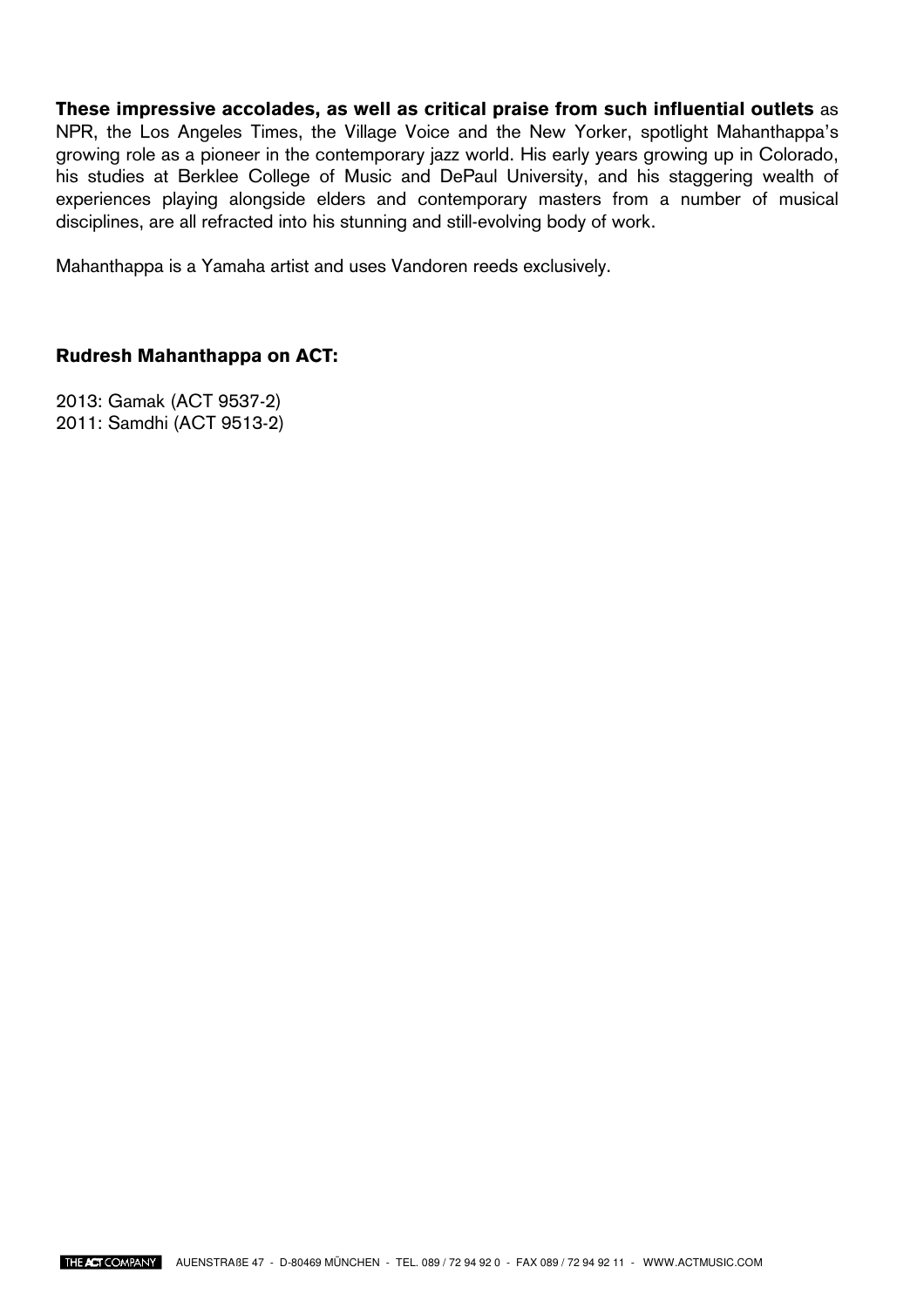**These impressive accolades, as well as critical praise from such influential outlets** as NPR, the Los Angeles Times, the Village Voice and the New Yorker, spotlight Mahanthappa's growing role as a pioneer in the contemporary jazz world. His early years growing up in Colorado, his studies at Berklee College of Music and DePaul University, and his staggering wealth of experiences playing alongside elders and contemporary masters from a number of musical disciplines, are all refracted into his stunning and still-evolving body of work.

Mahanthappa is a Yamaha artist and uses Vandoren reeds exclusively.

**Rudresh Mahanthappa on ACT:**

2013: Gamak (ACT 9537-2)
2011: Samdhi (ACT 9513-2)